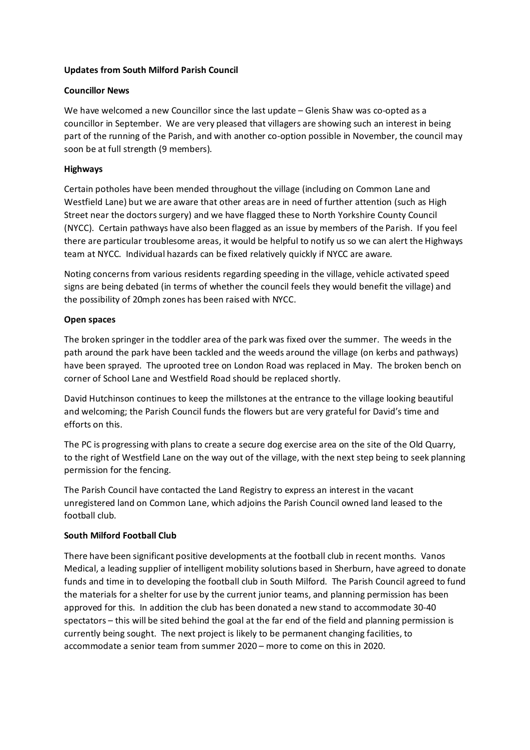**Updates from South Milford Parish Council**

**Councillor News**

We have welcomed a new Councillor since the last update – Glenis Shaw was co-opted as a councillor in September. We are very pleased that villagers are showing such an interest in being part of the running of the Parish, and with another co-option possible in November, the council may soon be at full strength (9 members).

**Highways**

Certain potholes have been mended throughout the village (including on Common Lane and Westfield Lane) but we are aware that other areas are in need of further attention (such as High Street near the doctors surgery) and we have flagged these to North Yorkshire County Council (NYCC). Certain pathways have also been flagged as an issue by members of the Parish. If you feel there are particular troublesome areas, it would be helpful to notify us so we can alert the Highways team at NYCC. Individual hazards can be fixed relatively quickly if NYCC are aware.

Noting concerns from various residents regarding speeding in the village, vehicle activated speed signs are being debated (in terms of whether the council feels they would benefit the village) and the possibility of 20mph zones has been raised with NYCC.

**Open spaces**

The broken springer in the toddler area of the park was fixed over the summer. The weeds in the path around the park have been tackled and the weeds around the village (on kerbs and pathways) have been sprayed. The uprooted tree on London Road was replaced in May. The broken bench on corner of School Lane and Westfield Road should be replaced shortly.

David Hutchinson continues to keep the millstones at the entrance to the village looking beautiful and welcoming; the Parish Council funds the flowers but are very grateful for David's time and efforts on this.

The PC is progressing with plans to create a secure dog exercise area on the site of the Old Quarry, to the right of Westfield Lane on the way out of the village, with the next step being to seek planning permission for the fencing.

The Parish Council have contacted the Land Registry to express an interest in the vacant unregistered land on Common Lane, which adjoins the Parish Council owned land leased to the football club.

**South Milford Football Club**

There have been significant positive developments at the football club in recent months. Vanos Medical, a leading supplier of intelligent mobility solutions based in Sherburn, have agreed to donate funds and time in to developing the football club in South Milford. The Parish Council agreed to fund the materials for a shelter for use by the current junior teams, and planning permission has been approved for this. In addition the club has been donated a new stand to accommodate 30-40 spectators – this will be sited behind the goal at the far end of the field and planning permission is currently being sought. The next project is likely to be permanent changing facilities, to accommodate a senior team from summer 2020 – more to come on this in 2020.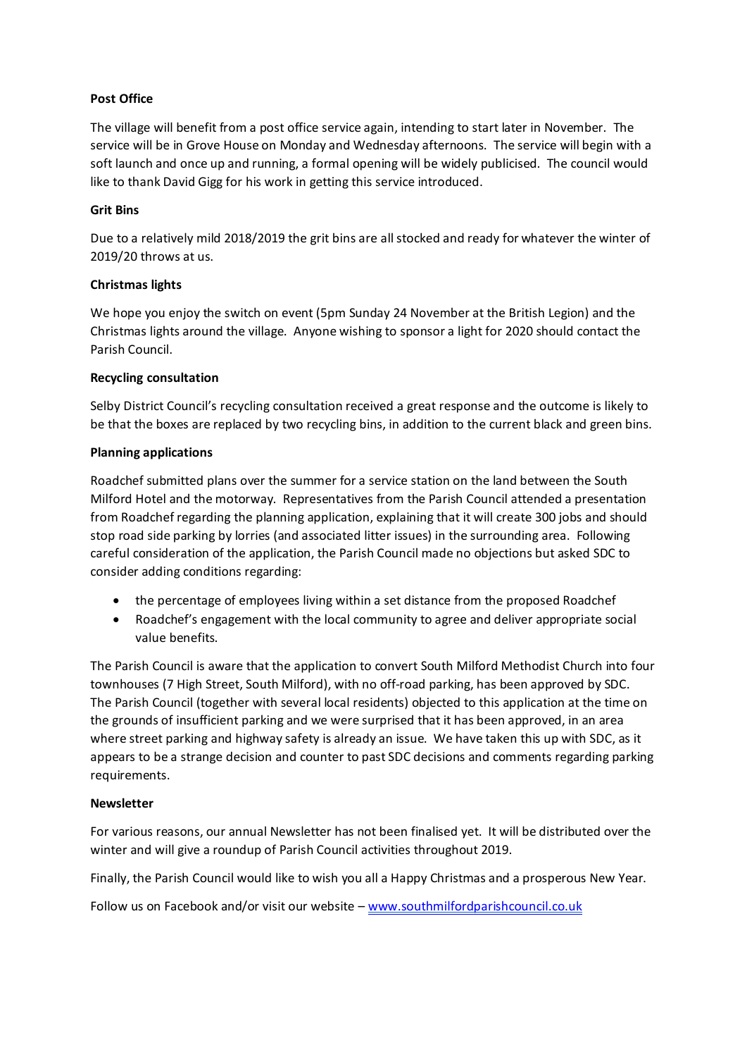**Post Office**

The village will benefit from a post office service again, intending to start later in November. The service will be in Grove House on Monday and Wednesday afternoons. The service will begin with a soft launch and once up and running, a formal opening will be widely publicised. The council would like to thank David Gigg for his work in getting this service introduced.

**Grit Bins**

Due to a relatively mild 2018/2019 the grit bins are all stocked and ready for whatever the winter of 2019/20 throws at us.

**Christmas lights**

We hope you enjoy the switch on event (5pm Sunday 24 November at the British Legion) and the Christmas lights around the village. Anyone wishing to sponsor a light for 2020 should contact the Parish Council.

**Recycling consultation**

Selby District Council's recycling consultation received a great response and the outcome is likely to be that the boxes are replaced by two recycling bins, in addition to the current black and green bins.

**Planning applications**

Roadchef submitted plans over the summer for a service station on the land between the South Milford Hotel and the motorway. Representatives from the Parish Council attended a presentation from Roadchef regarding the planning application, explaining that it will create 300 jobs and should stop road side parking by lorries (and associated litter issues) in the surrounding area. Following careful consideration of the application, the Parish Council made no objections but asked SDC to consider adding conditions regarding:

- the percentage of employees living within a set distance from the proposed Roadchef
- Roadchef's engagement with the local community to agree and deliver appropriate social value benefits.

The Parish Council is aware that the application to convert South Milford Methodist Church into four townhouses (7 High Street, South Milford), with no off-road parking, has been approved by SDC. The Parish Council (together with several local residents) objected to this application at the time on the grounds of insufficient parking and we were surprised that it has been approved, in an area where street parking and highway safety is already an issue. We have taken this up with SDC, as it appears to be a strange decision and counter to past SDC decisions and comments regarding parking requirements.

**Newsletter**

For various reasons, our annual Newsletter has not been finalised yet. It will be distributed over the winter and will give a roundup of Parish Council activities throughout 2019.

Finally, the Parish Council would like to wish you all a Happy Christmas and a prosperous New Year.

Follow us on Facebook and/or visit our website – www.southmilfordparishcouncil.co.uk